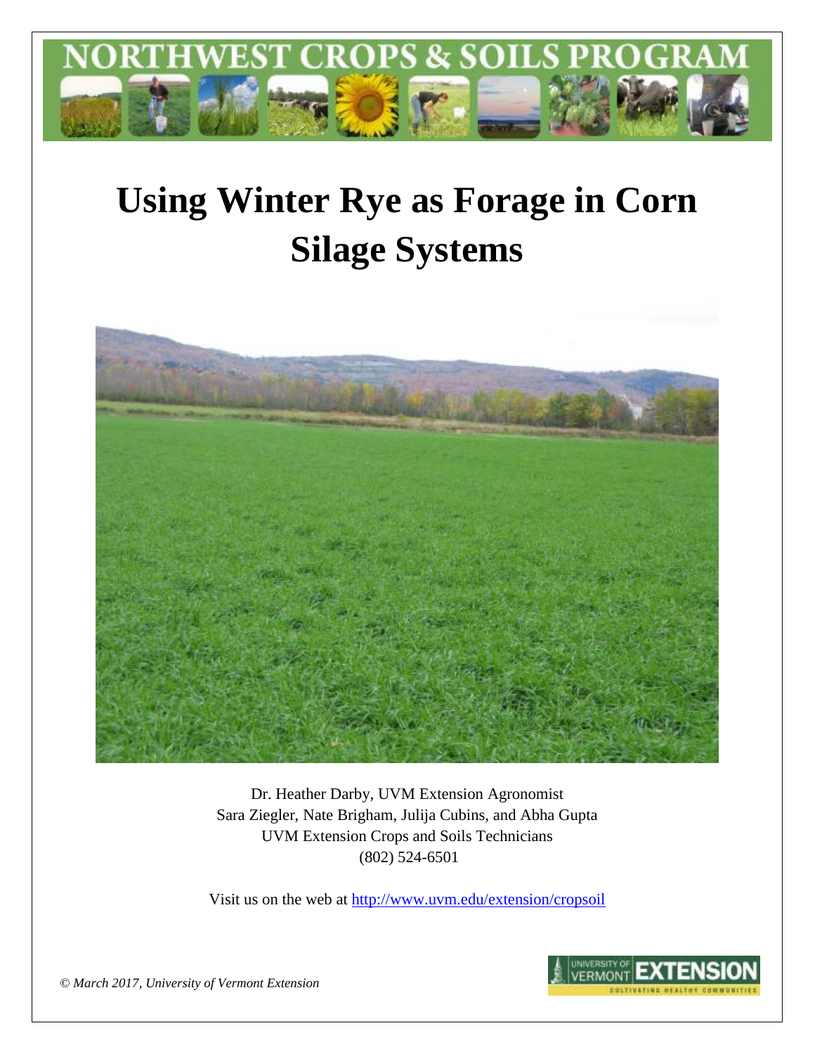NORTHWEST CROPS & SOILS PROGRAM

# Using Winter Rye as Forage in Corn Silage Systems

Dr. Heather Darby, UVM Extension Agronomist
Sara Ziegler, Nate Brigham, Julija Cubins, and Abha Gupta
UVM Extension Crops and Soils Technicians
(802) 524-6501

Visit us on the web at http://www.uvm.edu/extension/cropsoil

*© March 2017, University of Vermont Extension*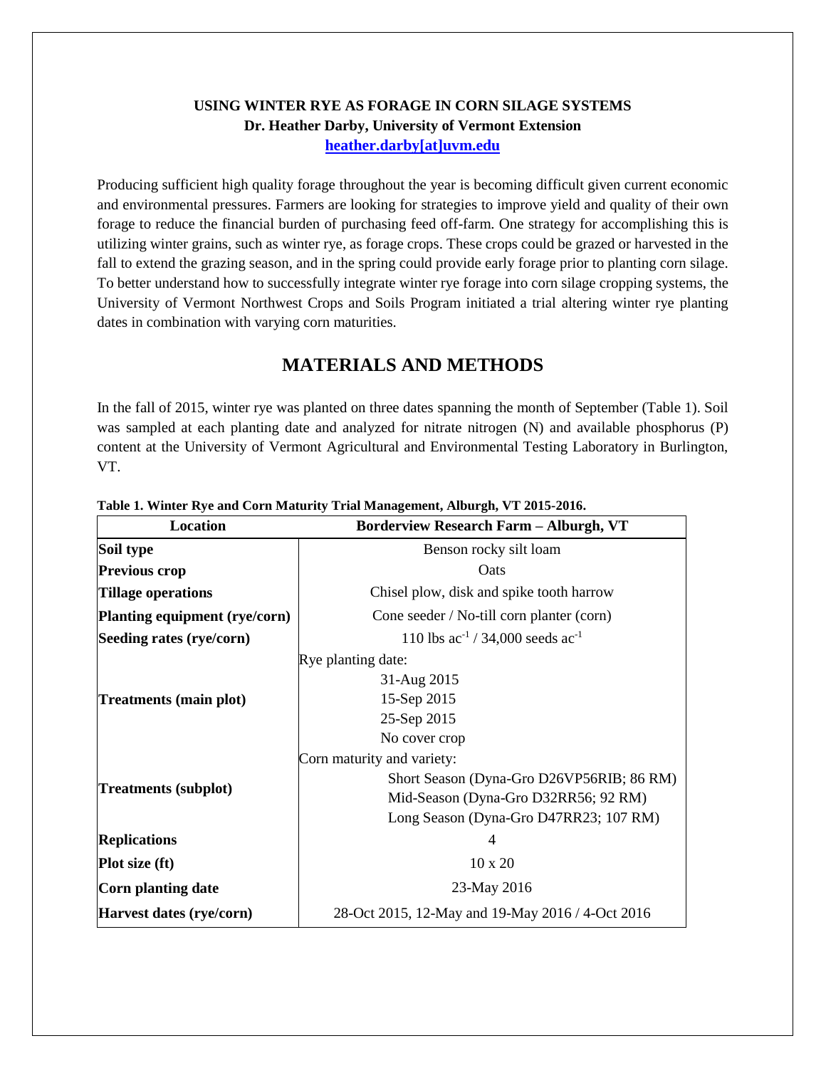**USING WINTER RYE AS FORAGE IN CORN SILAGE SYSTEMS**
**Dr. Heather Darby, University of Vermont Extension**
**heather.darby[at]uvm.edu**

Producing sufficient high quality forage throughout the year is becoming difficult given current economic and environmental pressures. Farmers are looking for strategies to improve yield and quality of their own forage to reduce the financial burden of purchasing feed off-farm. One strategy for accomplishing this is utilizing winter grains, such as winter rye, as forage crops. These crops could be grazed or harvested in the fall to extend the grazing season, and in the spring could provide early forage prior to planting corn silage. To better understand how to successfully integrate winter rye forage into corn silage cropping systems, the University of Vermont Northwest Crops and Soils Program initiated a trial altering winter rye planting dates in combination with varying corn maturities.

## MATERIALS AND METHODS

In the fall of 2015, winter rye was planted on three dates spanning the month of September (Table 1). Soil was sampled at each planting date and analyzed for nitrate nitrogen (N) and available phosphorus (P) content at the University of Vermont Agricultural and Environmental Testing Laboratory in Burlington, VT.

**Table 1. Winter Rye and Corn Maturity Trial Management, Alburgh, VT 2015-2016.**

| Location | Borderview Research Farm – Alburgh, VT |
|---|---|
| **Soil type** | Benson rocky silt loam |
| **Previous crop** | Oats |
| **Tillage operations** | Chisel plow, disk and spike tooth harrow |
| **Planting equipment (rye/corn)** | Cone seeder / No-till corn planter (corn) |
| **Seeding rates (rye/corn)** | 110 lbs $ac^{-1}$ / 34,000 seeds $ac^{-1}$ |
| **Treatments (main plot)** | Rye planting date: 31-Aug 2015, 15-Sep 2015, 25-Sep 2015, No cover crop |
| **Treatments (subplot)** | Corn maturity and variety: Short Season (Dyna-Gro D26VP56RIB; 86 RM), Mid-Season (Dyna-Gro D32RR56; 92 RM), Long Season (Dyna-Gro D47RR23; 107 RM) |
| **Replications** | 4 |
| **Plot size (ft)** | 10 x 20 |
| **Corn planting date** | 23-May 2016 |
| **Harvest dates (rye/corn)** | 28-Oct 2015, 12-May and 19-May 2016 / 4-Oct 2016 |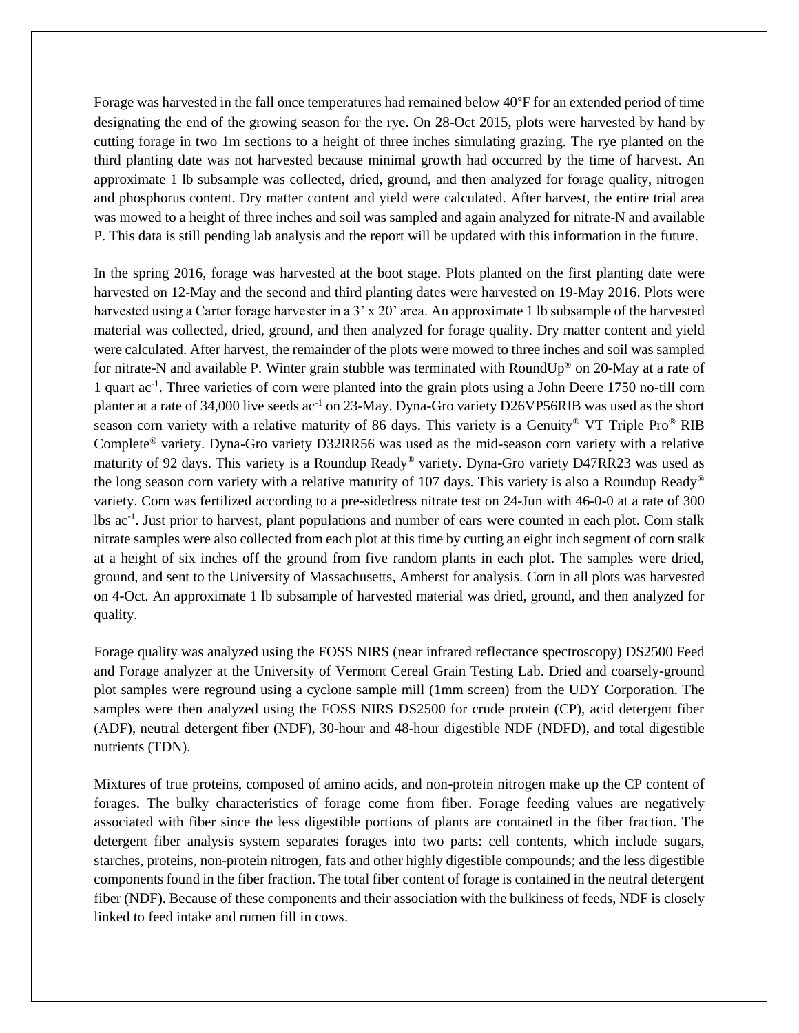Forage was harvested in the fall once temperatures had remained below 40°F for an extended period of time designating the end of the growing season for the rye. On 28-Oct 2015, plots were harvested by hand by cutting forage in two 1m sections to a height of three inches simulating grazing. The rye planted on the third planting date was not harvested because minimal growth had occurred by the time of harvest. An approximate 1 lb subsample was collected, dried, ground, and then analyzed for forage quality, nitrogen and phosphorus content. Dry matter content and yield were calculated. After harvest, the entire trial area was mowed to a height of three inches and soil was sampled and again analyzed for nitrate-N and available P. This data is still pending lab analysis and the report will be updated with this information in the future.

In the spring 2016, forage was harvested at the boot stage. Plots planted on the first planting date were harvested on 12-May and the second and third planting dates were harvested on 19-May 2016. Plots were harvested using a Carter forage harvester in a 3' x 20' area. An approximate 1 lb subsample of the harvested material was collected, dried, ground, and then analyzed for forage quality. Dry matter content and yield were calculated. After harvest, the remainder of the plots were mowed to three inches and soil was sampled for nitrate-N and available P. Winter grain stubble was terminated with RoundUp® on 20-May at a rate of 1 quart $ac^{-1}$. Three varieties of corn were planted into the grain plots using a John Deere 1750 no-till corn planter at a rate of 34,000 live seeds $ac^{-1}$ on 23-May. Dyna-Gro variety D26VP56RIB was used as the short season corn variety with a relative maturity of 86 days. This variety is a Genuity® VT Triple Pro® RIB Complete® variety. Dyna-Gro variety D32RR56 was used as the mid-season corn variety with a relative maturity of 92 days. This variety is a Roundup Ready® variety. Dyna-Gro variety D47RR23 was used as the long season corn variety with a relative maturity of 107 days. This variety is also a Roundup Ready® variety. Corn was fertilized according to a pre-sidedress nitrate test on 24-Jun with 46-0-0 at a rate of 300 lbs $ac^{-1}$. Just prior to harvest, plant populations and number of ears were counted in each plot. Corn stalk nitrate samples were also collected from each plot at this time by cutting an eight inch segment of corn stalk at a height of six inches off the ground from five random plants in each plot. The samples were dried, ground, and sent to the University of Massachusetts, Amherst for analysis. Corn in all plots was harvested on 4-Oct. An approximate 1 lb subsample of harvested material was dried, ground, and then analyzed for quality.

Forage quality was analyzed using the FOSS NIRS (near infrared reflectance spectroscopy) DS2500 Feed and Forage analyzer at the University of Vermont Cereal Grain Testing Lab. Dried and coarsely-ground plot samples were reground using a cyclone sample mill (1mm screen) from the UDY Corporation. The samples were then analyzed using the FOSS NIRS DS2500 for crude protein (CP), acid detergent fiber (ADF), neutral detergent fiber (NDF), 30-hour and 48-hour digestible NDF (NDFD), and total digestible nutrients (TDN).

Mixtures of true proteins, composed of amino acids, and non-protein nitrogen make up the CP content of forages. The bulky characteristics of forage come from fiber. Forage feeding values are negatively associated with fiber since the less digestible portions of plants are contained in the fiber fraction. The detergent fiber analysis system separates forages into two parts: cell contents, which include sugars, starches, proteins, non-protein nitrogen, fats and other highly digestible compounds; and the less digestible components found in the fiber fraction. The total fiber content of forage is contained in the neutral detergent fiber (NDF). Because of these components and their association with the bulkiness of feeds, NDF is closely linked to feed intake and rumen fill in cows.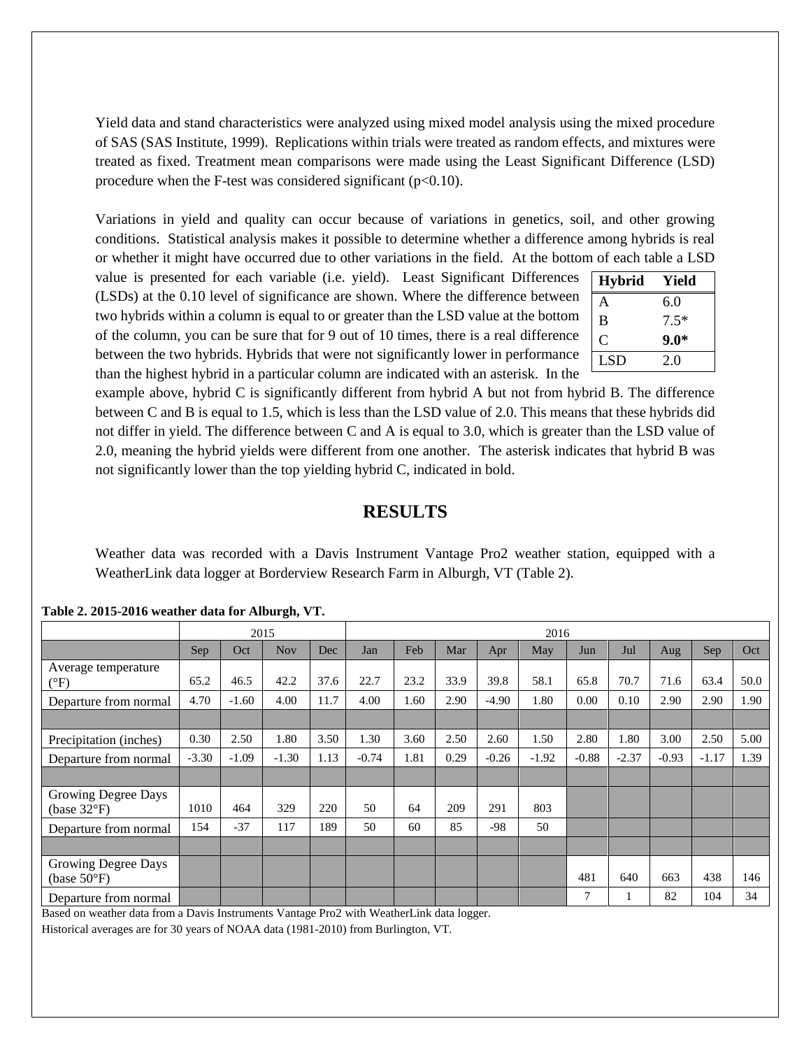Yield data and stand characteristics were analyzed using mixed model analysis using the mixed procedure of SAS (SAS Institute, 1999). Replications within trials were treated as random effects, and mixtures were treated as fixed. Treatment mean comparisons were made using the Least Significant Difference (LSD) procedure when the F-test was considered significant ($p<0.10$).

Variations in yield and quality can occur because of variations in genetics, soil, and other growing conditions. Statistical analysis makes it possible to determine whether a difference among hybrids is real or whether it might have occurred due to other variations in the field. At the bottom of each table a LSD value is presented for each variable (i.e. yield). Least Significant Differences (LSDs) at the 0.10 level of significance are shown. Where the difference between two hybrids within a column is equal to or greater than the LSD value at the bottom of the column, you can be sure that for 9 out of 10 times, there is a real difference between the two hybrids. Hybrids that were not significantly lower in performance than the highest hybrid in a particular column are indicated with an asterisk. In the example above, hybrid C is significantly different from hybrid A but not from hybrid B. The difference between C and B is equal to 1.5, which is less than the LSD value of 2.0. This means that these hybrids did not differ in yield. The difference between C and A is equal to 3.0, which is greater than the LSD value of 2.0, meaning the hybrid yields were different from one another. The asterisk indicates that hybrid B was not significantly lower than the top yielding hybrid C, indicated in bold.

| Hybrid | Yield |
|---|---|
| A | 6.0 |
| B | 7.5* |
| C | **9.0*** |
| LSD | 2.0 |

# RESULTS

Weather data was recorded with a Davis Instrument Vantage Pro2 weather station, equipped with a WeatherLink data logger at Borderview Research Farm in Alburgh, VT (Table 2).

**Table 2. 2015-2016 weather data for Alburgh, VT.**

| | 2015 | | | | 2016 | | | | | | | | | |
|---|---|---|---|---|---|---|---|---|---|---|---|---|---|---|
| | Sep | Oct | Nov | Dec | Jan | Feb | Mar | Apr | May | Jun | Jul | Aug | Sep | Oct |
| Average temperature (°F) | 65.2 | 46.5 | 42.2 | 37.6 | 22.7 | 23.2 | 33.9 | 39.8 | 58.1 | 65.8 | 70.7 | 71.6 | 63.4 | 50.0 |
| Departure from normal | 4.70 | -1.60 | 4.00 | 11.7 | 4.00 | 1.60 | 2.90 | -4.90 | 1.80 | 0.00 | 0.10 | 2.90 | 2.90 | 1.90 |
| | | | | | | | | | | | | | | |
| Precipitation (inches) | 0.30 | 2.50 | 1.80 | 3.50 | 1.30 | 3.60 | 2.50 | 2.60 | 1.50 | 2.80 | 1.80 | 3.00 | 2.50 | 5.00 |
| Departure from normal | -3.30 | -1.09 | -1.30 | 1.13 | -0.74 | 1.81 | 0.29 | -0.26 | -1.92 | -0.88 | -2.37 | -0.93 | -1.17 | 1.39 |
| | | | | | | | | | | | | | | |
| Growing Degree Days (base 32°F) | 1010 | 464 | 329 | 220 | 50 | 64 | 209 | 291 | 803 | | | | | |
| Departure from normal | 154 | -37 | 117 | 189 | 50 | 60 | 85 | -98 | 50 | | | | | |
| | | | | | | | | | | | | | | |
| Growing Degree Days (base 50°F) | | | | | | | | | | 481 | 640 | 663 | 438 | 146 |
| Departure from normal | | | | | | | | | | 7 | 1 | 82 | 104 | 34 |

Based on weather data from a Davis Instruments Vantage Pro2 with WeatherLink data logger.
Historical averages are for 30 years of NOAA data (1981-2010) from Burlington, VT.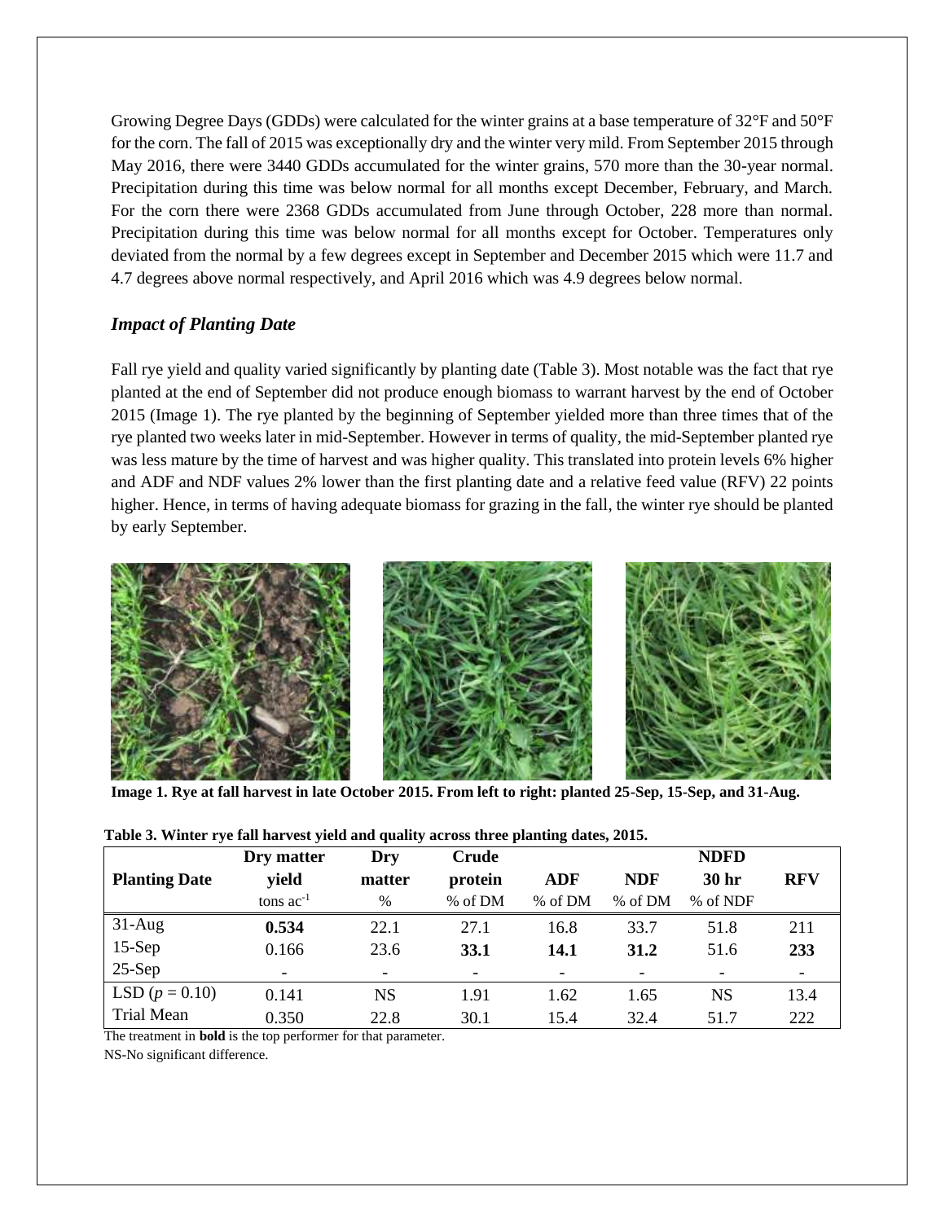Growing Degree Days (GDDs) were calculated for the winter grains at a base temperature of 32°F and 50°F for the corn. The fall of 2015 was exceptionally dry and the winter very mild. From September 2015 through May 2016, there were 3440 GDDs accumulated for the winter grains, 570 more than the 30-year normal. Precipitation during this time was below normal for all months except December, February, and March. For the corn there were 2368 GDDs accumulated from June through October, 228 more than normal. Precipitation during this time was below normal for all months except for October. Temperatures only deviated from the normal by a few degrees except in September and December 2015 which were 11.7 and 4.7 degrees above normal respectively, and April 2016 which was 4.9 degrees below normal.

### *Impact of Planting Date*

Fall rye yield and quality varied significantly by planting date (Table 3). Most notable was the fact that rye planted at the end of September did not produce enough biomass to warrant harvest by the end of October 2015 (Image 1). The rye planted by the beginning of September yielded more than three times that of the rye planted two weeks later in mid-September. However in terms of quality, the mid-September planted rye was less mature by the time of harvest and was higher quality. This translated into protein levels 6% higher and ADF and NDF values 2% lower than the first planting date and a relative feed value (RFV) 22 points higher. Hence, in terms of having adequate biomass for grazing in the fall, the winter rye should be planted by early September.

**Image 1. Rye at fall harvest in late October 2015. From left to right: planted 25-Sep, 15-Sep, and 31-Aug.**

**Table 3. Winter rye fall harvest yield and quality across three planting dates, 2015.**

| Planting Date | Dry matter yield | Dry matter | Crude protein | ADF | NDF | NDFD 30 hr | RFV |
|---|---|---|---|---|---|---|---|
| | tons $ac^{-1}$ | % | % of DM | % of DM | % of DM | % of NDF | |
| 31-Aug | **0.534** | 22.1 | 27.1 | 16.8 | 33.7 | 51.8 | 211 |
| 15-Sep | 0.166 | 23.6 | **33.1** | **14.1** | **31.2** | 51.6 | **233** |
| 25-Sep | - | - | - | - | - | - | - |
| LSD ($p = 0.10$) | 0.141 | NS | 1.91 | 1.62 | 1.65 | NS | 13.4 |
| Trial Mean | 0.350 | 22.8 | 30.1 | 15.4 | 32.4 | 51.7 | 222 |

The treatment in **bold** is the top performer for that parameter.

NS-No significant difference.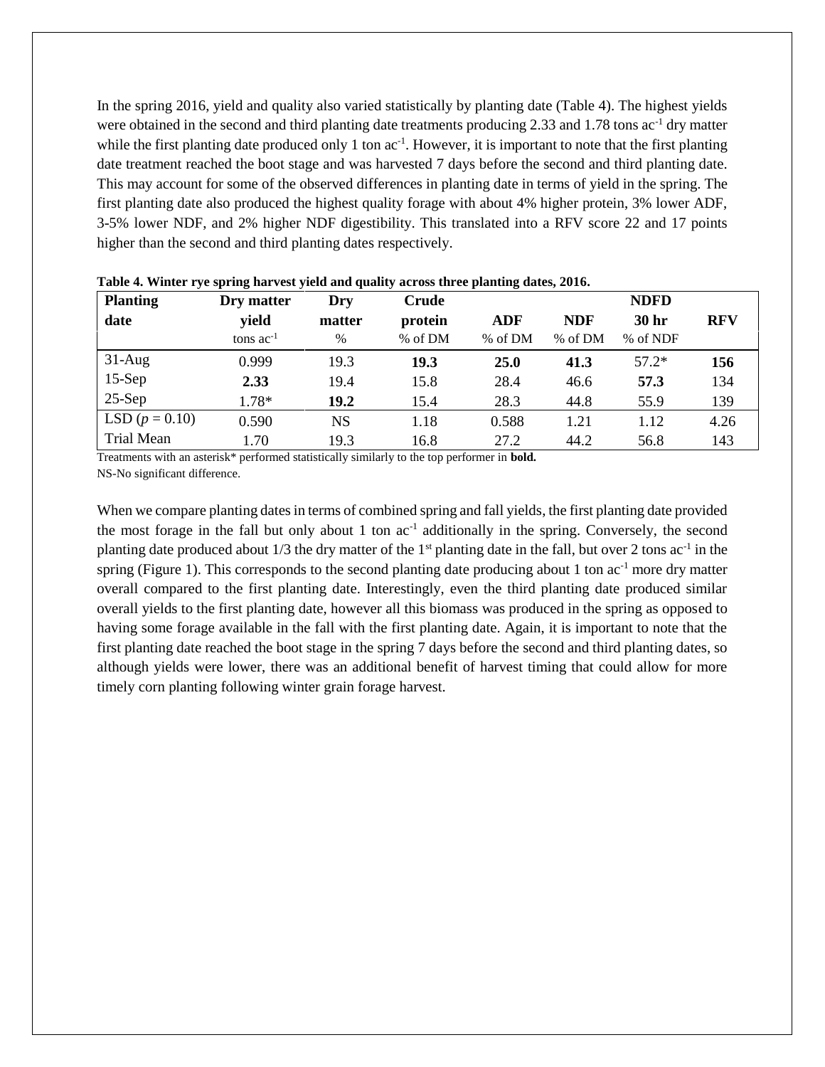In the spring 2016, yield and quality also varied statistically by planting date (Table 4). The highest yields were obtained in the second and third planting date treatments producing 2.33 and 1.78 tons $ac^{-1}$ dry matter while the first planting date produced only 1 ton $ac^{-1}$. However, it is important to note that the first planting date treatment reached the boot stage and was harvested 7 days before the second and third planting date. This may account for some of the observed differences in planting date in terms of yield in the spring. The first planting date also produced the highest quality forage with about 4% higher protein, 3% lower ADF, 3-5% lower NDF, and 2% higher NDF digestibility. This translated into a RFV score 22 and 17 points higher than the second and third planting dates respectively.

**Table 4. Winter rye spring harvest yield and quality across three planting dates, 2016.**

| Planting date | Dry matter yield | Dry matter | Crude protein | ADF | NDF | NDFD 30 hr | RFV |
|---|---|---|---|---|---|---|---|
| | tons $ac^{-1}$ | % | % of DM | % of DM | % of DM | % of NDF | |
| 31-Aug | 0.999 | 19.3 | **19.3** | **25.0** | **41.3** | 57.2* | **156** |
| 15-Sep | **2.33** | 19.4 | 15.8 | 28.4 | 46.6 | **57.3** | 134 |
| 25-Sep | 1.78* | **19.2** | 15.4 | 28.3 | 44.8 | 55.9 | 139 |
| LSD ($p$ = 0.10) | 0.590 | NS | 1.18 | 0.588 | 1.21 | 1.12 | 4.26 |
| Trial Mean | 1.70 | 19.3 | 16.8 | 27.2 | 44.2 | 56.8 | 143 |

Treatments with an asterisk* performed statistically similarly to the top performer in **bold.**
NS-No significant difference.

When we compare planting dates in terms of combined spring and fall yields, the first planting date provided the most forage in the fall but only about 1 ton $ac^{-1}$ additionally in the spring. Conversely, the second planting date produced about 1/3 the dry matter of the 1st planting date in the fall, but over 2 tons $ac^{-1}$ in the spring (Figure 1). This corresponds to the second planting date producing about 1 ton $ac^{-1}$ more dry matter overall compared to the first planting date. Interestingly, even the third planting date produced similar overall yields to the first planting date, however all this biomass was produced in the spring as opposed to having some forage available in the fall with the first planting date. Again, it is important to note that the first planting date reached the boot stage in the spring 7 days before the second and third planting dates, so although yields were lower, there was an additional benefit of harvest timing that could allow for more timely corn planting following winter grain forage harvest.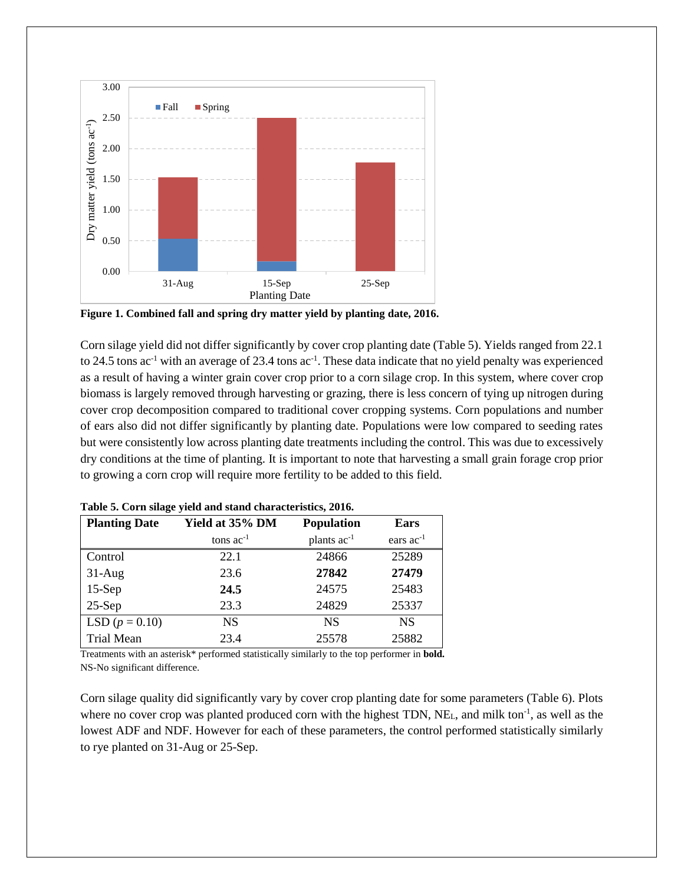**Figure 1. Combined fall and spring dry matter yield by planting date, 2016.**

Corn silage yield did not differ significantly by cover crop planting date (Table 5). Yields ranged from 22.1 to 24.5 tons ac$^{-1}$ with an average of 23.4 tons ac$^{-1}$. These data indicate that no yield penalty was experienced as a result of having a winter grain cover crop prior to a corn silage crop. In this system, where cover crop biomass is largely removed through harvesting or grazing, there is less concern of tying up nitrogen during cover crop decomposition compared to traditional cover cropping systems. Corn populations and number of ears also did not differ significantly by planting date. Populations were low compared to seeding rates but were consistently low across planting date treatments including the control. This was due to excessively dry conditions at the time of planting. It is important to note that harvesting a small grain forage crop prior to growing a corn crop will require more fertility to be added to this field.

**Table 5. Corn silage yield and stand characteristics, 2016.**

| Planting Date | Yield at 35% DM | Population | Ears |
|---|---|---|---|
| | tons ac$^{-1}$ | plants ac$^{-1}$ | ears ac$^{-1}$ |
| Control | 22.1 | 24866 | 25289 |
| 31-Aug | 23.6 | **27842** | **27479** |
| 15-Sep | **24.5** | 24575 | 25483 |
| 25-Sep | 23.3 | 24829 | 25337 |
| LSD ($p$ = 0.10) | NS | NS | NS |
| Trial Mean | 23.4 | 25578 | 25882 |

Treatments with an asterisk* performed statistically similarly to the top performer in **bold.**
NS-No significant difference.

Corn silage quality did significantly vary by cover crop planting date for some parameters (Table 6). Plots where no cover crop was planted produced corn with the highest TDN, $NE_L$, and milk ton$^{-1}$, as well as the lowest ADF and NDF. However for each of these parameters, the control performed statistically similarly to rye planted on 31-Aug or 25-Sep.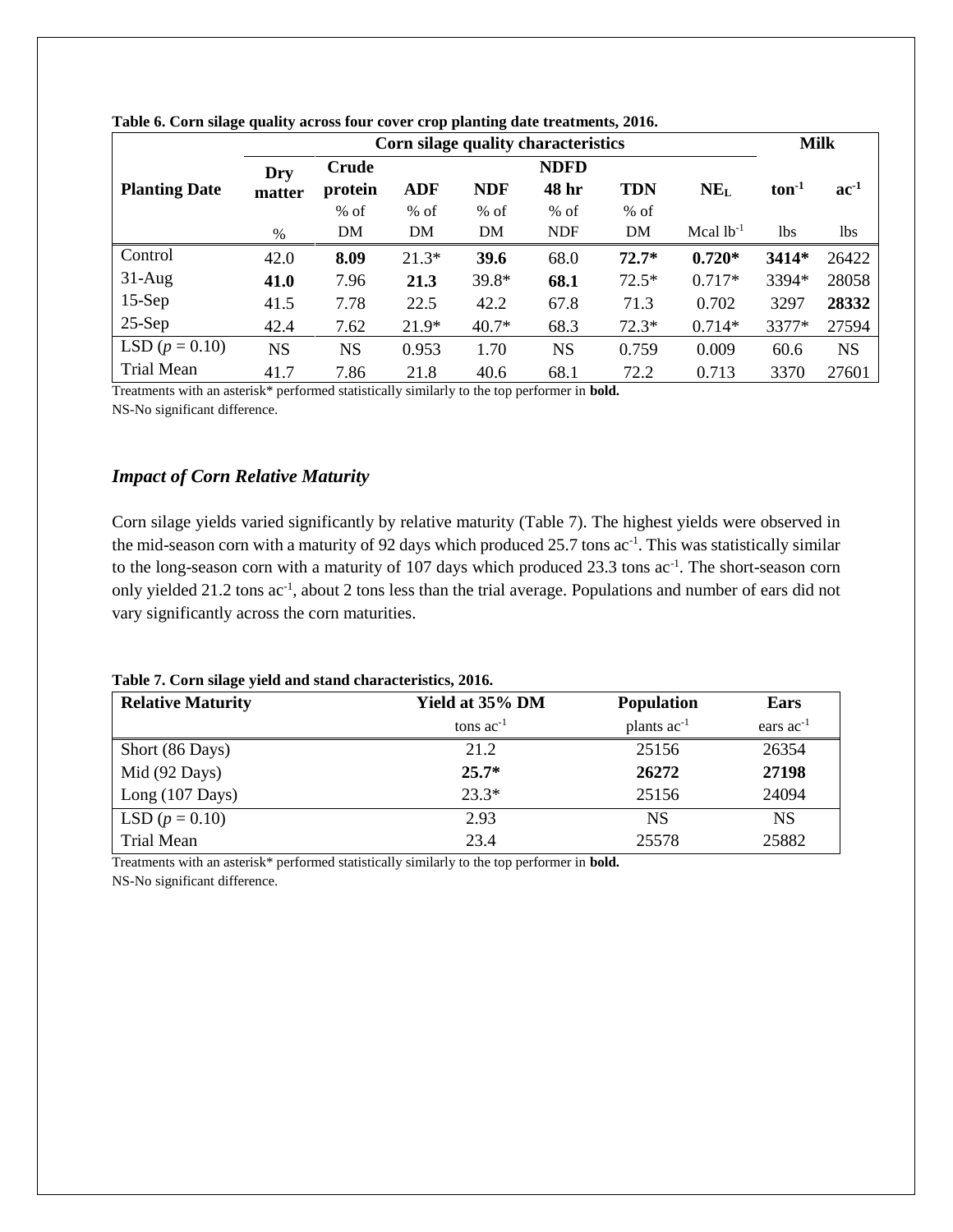**Table 6. Corn silage quality across four cover crop planting date treatments, 2016.**

| Planting Date | Corn silage quality characteristics | | | | | | | Milk | |
|---|---|---|---|---|---|---|---|---|---|
| | Dry matter | Crude protein | ADF | NDF | NDFD 48 hr | TDN | $NE_L$ | $ton^{-1}$ | $ac^{-1}$ |
| | % | % of DM | % of DM | % of DM | % of NDF | % of DM | Mcal $lb^{-1}$ | lbs | lbs |
| Control | 42.0 | **8.09** | 21.3* | **39.6** | 68.0 | **72.7*** | **0.720*** | **3414*** | 26422 |
| 31-Aug | **41.0** | 7.96 | **21.3** | 39.8* | **68.1** | 72.5* | 0.717* | 3394* | 28058 |
| 15-Sep | 41.5 | 7.78 | 22.5 | 42.2 | 67.8 | 71.3 | 0.702 | 3297 | **28332** |
| 25-Sep | 42.4 | 7.62 | 21.9* | 40.7* | 68.3 | 72.3* | 0.714* | 3377* | 27594 |
| LSD ($p$ = 0.10) | NS | NS | 0.953 | 1.70 | NS | 0.759 | 0.009 | 60.6 | NS |
| Trial Mean | 41.7 | 7.86 | 21.8 | 40.6 | 68.1 | 72.2 | 0.713 | 3370 | 27601 |

Treatments with an asterisk* performed statistically similarly to the top performer in **bold.**
NS-No significant difference.

### *Impact of Corn Relative Maturity*

Corn silage yields varied significantly by relative maturity (Table 7). The highest yields were observed in the mid-season corn with a maturity of 92 days which produced 25.7 tons $ac^{-1}$. This was statistically similar to the long-season corn with a maturity of 107 days which produced 23.3 tons $ac^{-1}$. The short-season corn only yielded 21.2 tons $ac^{-1}$, about 2 tons less than the trial average. Populations and number of ears did not vary significantly across the corn maturities.

**Table 7. Corn silage yield and stand characteristics, 2016.**

| Relative Maturity | Yield at 35% DM | Population | Ears |
|---|---|---|---|
| | tons $ac^{-1}$ | plants $ac^{-1}$ | ears $ac^{-1}$ |
| Short (86 Days) | 21.2 | 25156 | 26354 |
| Mid (92 Days) | **25.7*** | **26272** | **27198** |
| Long (107 Days) | 23.3* | 25156 | 24094 |
| LSD ($p$ = 0.10) | 2.93 | NS | NS |
| Trial Mean | 23.4 | 25578 | 25882 |

Treatments with an asterisk* performed statistically similarly to the top performer in **bold.**
NS-No significant difference.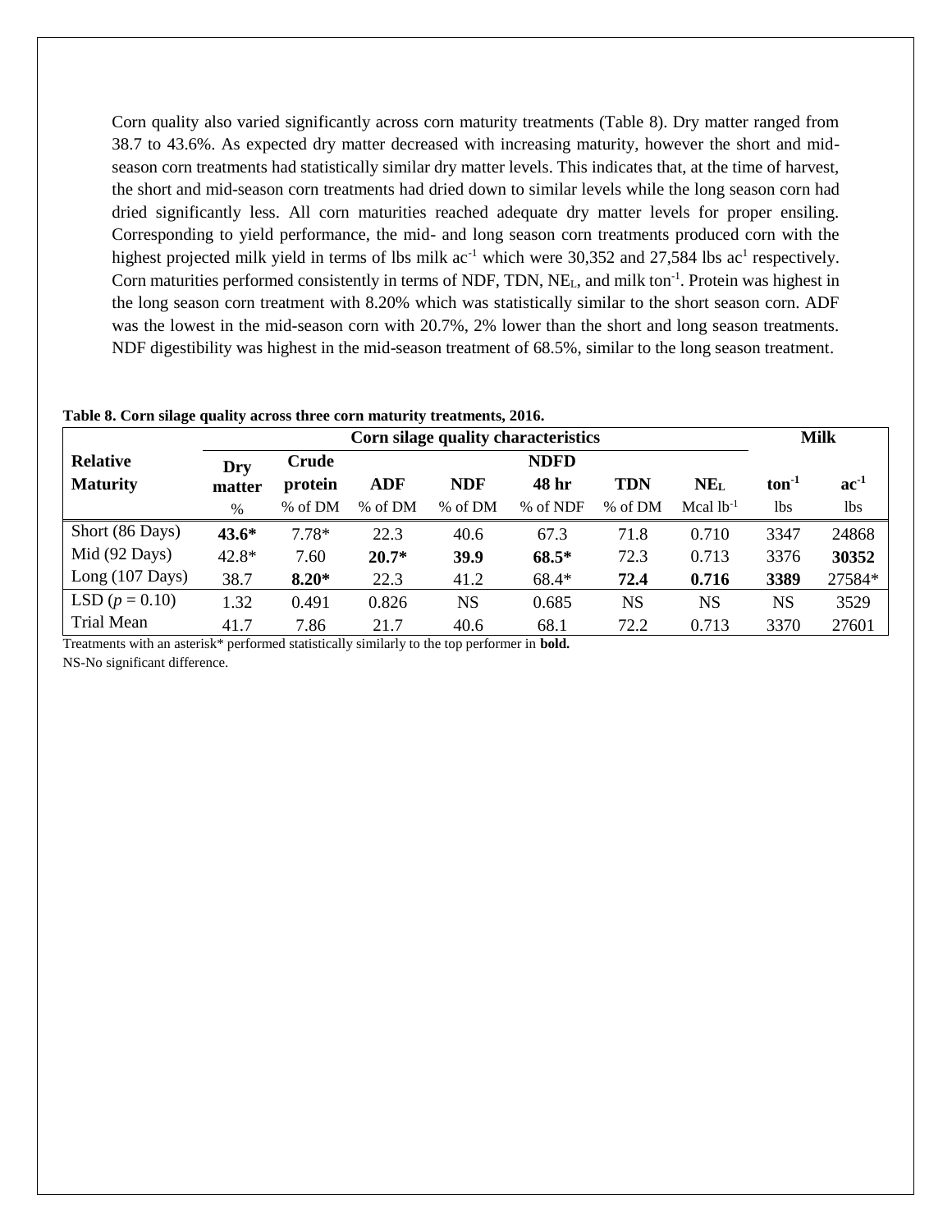Corn quality also varied significantly across corn maturity treatments (Table 8). Dry matter ranged from 38.7 to 43.6%. As expected dry matter decreased with increasing maturity, however the short and mid-season corn treatments had statistically similar dry matter levels. This indicates that, at the time of harvest, the short and mid-season corn treatments had dried down to similar levels while the long season corn had dried significantly less. All corn maturities reached adequate dry matter levels for proper ensiling. Corresponding to yield performance, the mid- and long season corn treatments produced corn with the highest projected milk yield in terms of lbs milk $ac^{-1}$ which were 30,352 and 27,584 lbs $ac^{1}$ respectively. Corn maturities performed consistently in terms of NDF, TDN, $NE_L$, and milk $ton^{-1}$. Protein was highest in the long season corn treatment with 8.20% which was statistically similar to the short season corn. ADF was the lowest in the mid-season corn with 20.7%, 2% lower than the short and long season treatments. NDF digestibility was highest in the mid-season treatment of 68.5%, similar to the long season treatment.

**Table 8. Corn silage quality across three corn maturity treatments, 2016.**

| Relative Maturity | Corn silage quality characteristics | | | | | | | Milk | |
|---|---|---|---|---|---|---|---|---|---|
| | **Dry matter** | **Crude protein** | **ADF** | **NDF** | **NDFD 48 hr** | **TDN** | **$NE_L$** | **$ton^{-1}$** | **$ac^{-1}$** |
| | % | % of DM | % of DM | % of DM | % of NDF | % of DM | Mcal $lb^{-1}$ | lbs | lbs |
| Short (86 Days) | **43.6*** | 7.78* | 22.3 | 40.6 | 67.3 | 71.8 | 0.710 | 3347 | 24868 |
| Mid (92 Days) | 42.8* | 7.60 | **20.7*** | **39.9** | **68.5*** | 72.3 | 0.713 | 3376 | **30352** |
| Long (107 Days) | 38.7 | **8.20*** | 22.3 | 41.2 | 68.4* | **72.4** | **0.716** | **3389** | 27584* |
| LSD ($p$ = 0.10) | 1.32 | 0.491 | 0.826 | NS | 0.685 | NS | NS | NS | 3529 |
| Trial Mean | 41.7 | 7.86 | 21.7 | 40.6 | 68.1 | 72.2 | 0.713 | 3370 | 27601 |

Treatments with an asterisk* performed statistically similarly to the top performer in **bold.**

NS-No significant difference.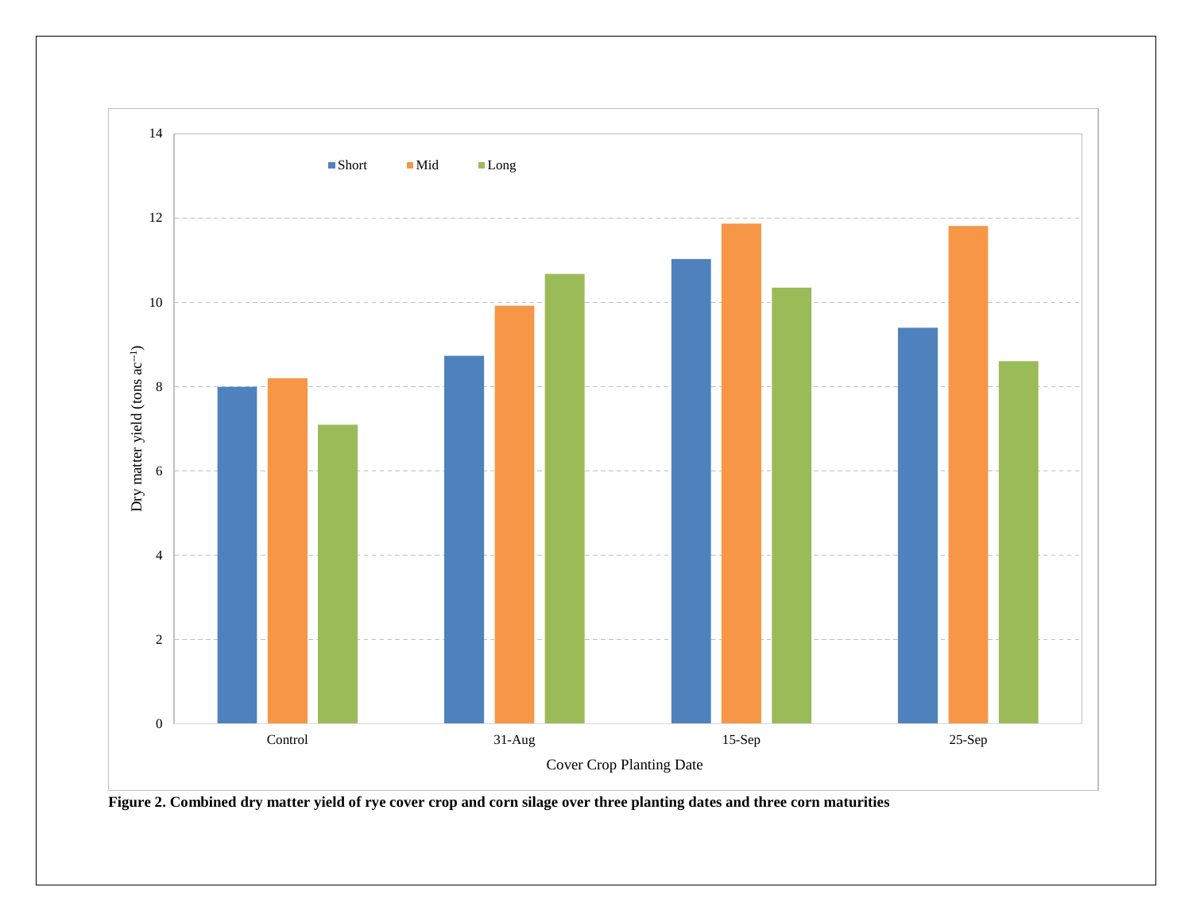**Figure 2. Combined dry matter yield of rye cover crop and corn silage over three planting dates and three corn maturities**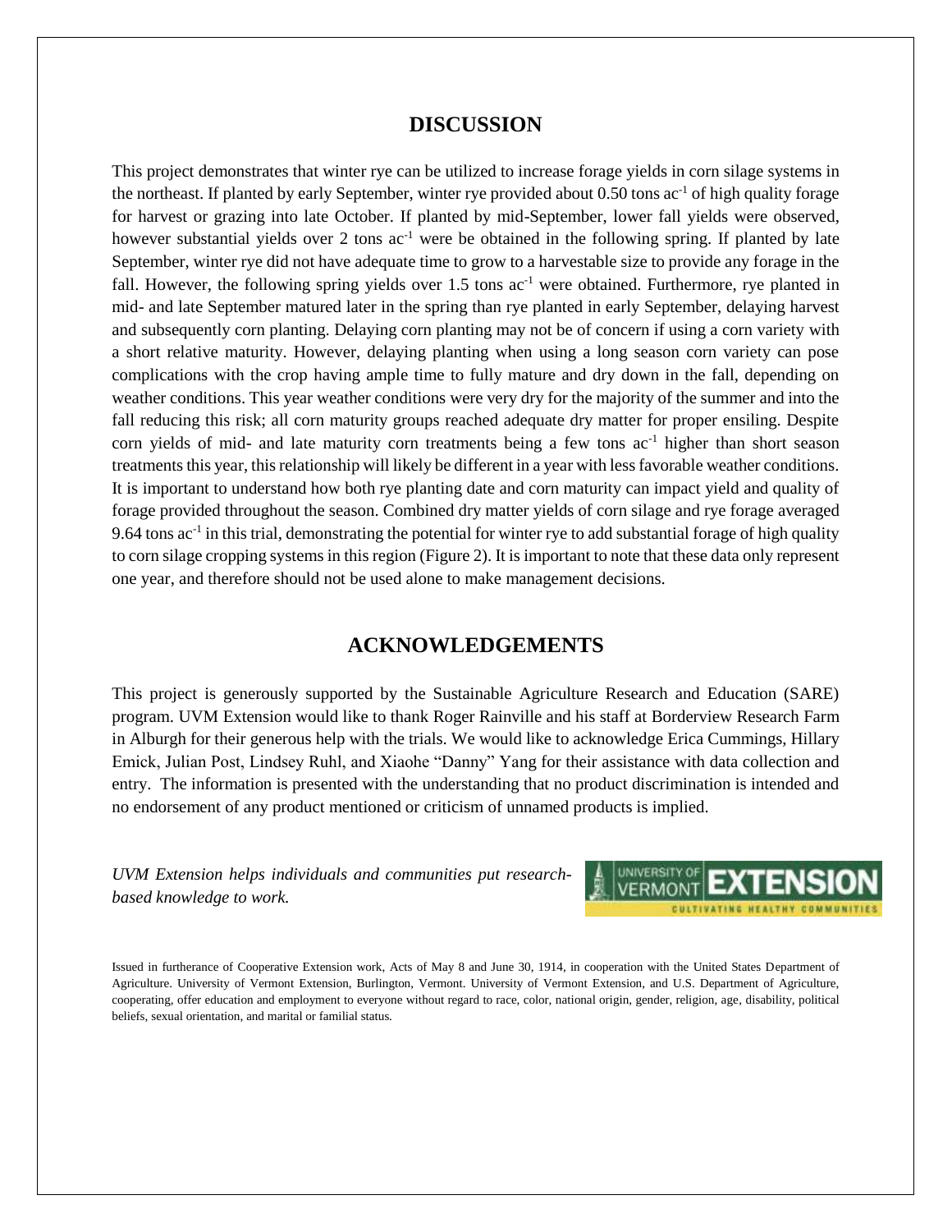## DISCUSSION

This project demonstrates that winter rye can be utilized to increase forage yields in corn silage systems in the northeast. If planted by early September, winter rye provided about 0.50 tons $ac^{-1}$ of high quality forage for harvest or grazing into late October. If planted by mid-September, lower fall yields were observed, however substantial yields over 2 tons $ac^{-1}$ were be obtained in the following spring. If planted by late September, winter rye did not have adequate time to grow to a harvestable size to provide any forage in the fall. However, the following spring yields over 1.5 tons $ac^{-1}$ were obtained. Furthermore, rye planted in mid- and late September matured later in the spring than rye planted in early September, delaying harvest and subsequently corn planting. Delaying corn planting may not be of concern if using a corn variety with a short relative maturity. However, delaying planting when using a long season corn variety can pose complications with the crop having ample time to fully mature and dry down in the fall, depending on weather conditions. This year weather conditions were very dry for the majority of the summer and into the fall reducing this risk; all corn maturity groups reached adequate dry matter for proper ensiling. Despite corn yields of mid- and late maturity corn treatments being a few tons $ac^{-1}$ higher than short season treatments this year, this relationship will likely be different in a year with less favorable weather conditions. It is important to understand how both rye planting date and corn maturity can impact yield and quality of forage provided throughout the season. Combined dry matter yields of corn silage and rye forage averaged 9.64 tons $ac^{-1}$ in this trial, demonstrating the potential for winter rye to add substantial forage of high quality to corn silage cropping systems in this region (Figure 2). It is important to note that these data only represent one year, and therefore should not be used alone to make management decisions.

## ACKNOWLEDGEMENTS

This project is generously supported by the Sustainable Agriculture Research and Education (SARE) program. UVM Extension would like to thank Roger Rainville and his staff at Borderview Research Farm in Alburgh for their generous help with the trials. We would like to acknowledge Erica Cummings, Hillary Emick, Julian Post, Lindsey Ruhl, and Xiaohe "Danny" Yang for their assistance with data collection and entry. The information is presented with the understanding that no product discrimination is intended and no endorsement of any product mentioned or criticism of unnamed products is implied.

*UVM Extension helps individuals and communities put research-based knowledge to work.*

UNIVERSITY OF VERMONT EXTENSION
CULTIVATING HEALTHY COMMUNITIES

Issued in furtherance of Cooperative Extension work, Acts of May 8 and June 30, 1914, in cooperation with the United States Department of Agriculture. University of Vermont Extension, Burlington, Vermont. University of Vermont Extension, and U.S. Department of Agriculture, cooperating, offer education and employment to everyone without regard to race, color, national origin, gender, religion, age, disability, political beliefs, sexual orientation, and marital or familial status.